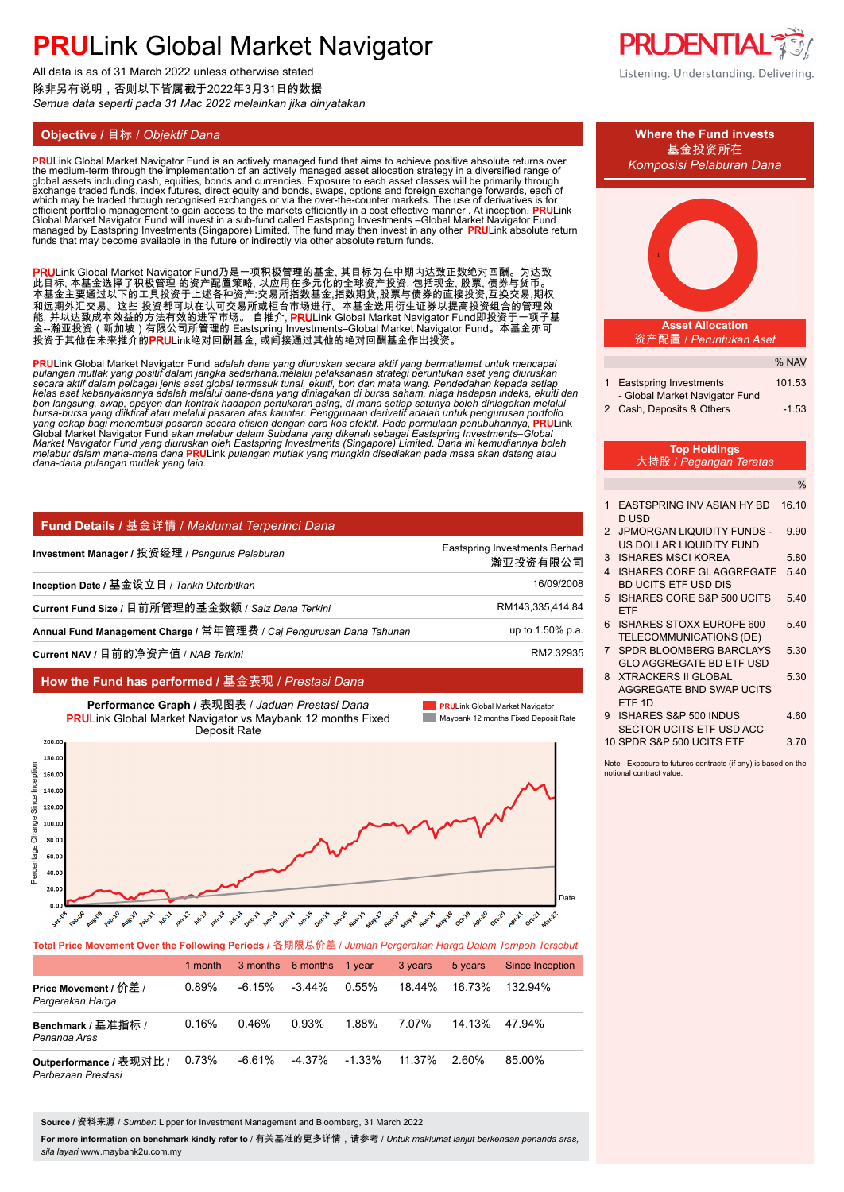# **PRU**Link Global Market Navigator

All data is as of 31 March 2022 unless otherwise stated
除非另有说明，否则以下皆属截于2022年3月31日的数据
*Semua data seperti pada 31 Mac 2022 melainkan jika dinyatakan*

Listening. Understanding. Delivering.

## Objective / 目标 / *Objektif Dana*

**PRU**Link Global Market Navigator Fund is an actively managed fund that aims to achieve positive absolute returns over the medium-term through the implementation of an actively managed asset allocation strategy in a diversified range of global assets including cash, equities, bonds and currencies. Exposure to each asset classes will be primarily through exchange traded funds, index futures, direct equity and bonds, swaps, options and foreign exchange forwards, each of which may be traded through recognised exchanges or via the over-the-counter markets. The use of derivatives is for efficient portfolio management to gain access to the markets efficiently in a cost effective manner . At inception, **PRU**Link Global Market Navigator Fund will invest in a sub-fund called Eastspring Investments –Global Market Navigator Fund managed by Eastspring Investments (Singapore) Limited. The fund may then invest in any other **PRU**Link absolute return funds that may become available in the future or indirectly via other absolute return funds.

**PRU**Link Global Market Navigator Fund乃是一项积极管理的基金，其目标为在中期内达致正数绝对回酬。为达致此目标，本基金选择了积极管理 的资产配置策略，其以应用在多元化的全球资产投资，包括现金，股票，债券与货币。本基金主要通过以下的工具投资于上述各种资产:交易所指数基金,指数期货,股票与债券的直接投资,互换交易,期权和远期外汇交易。这些 投资都可以在认可交易所或柜台市场进行。本基金选用衍生证券以提高投资组合的管理效能，并以达致成本效益的方法有效的进军市场。 自推介，**PRU**Link Global Market Navigator Fund即投资于一项子基金--瀚亚投资（新加坡）有限公司所管理的 Eastspring Investments–Global Market Navigator Fund。本基金亦可投资于其他在未来推介的**PRU**Link绝对回酬基金，或间接通过其他的绝对回酬基金作出投资。

*__PRU__Link Global Market Navigator Fund adalah dana yang diuruskan secara aktif yang bermatlamat untuk mencapai pulangan mutlak yang positif dalam jangka sederhana.melalui pelaksanaan strategi peruntukan aset yang diuruskan secara aktif dalam pelbagai jenis aset global termasuk tunai, ekuiti, bon dan mata wang. Pendedahan kepada setiap kelas aset kebanyakannya adalah melalui dana-dana yang diniagakan di bursa saham, niaga hadapan indeks, ekuiti dan bon langsung, swap, opsyen dan kontrak hadapan pertukaran asing, di mana setiap satunya boleh diniagakan melalui bursa-bursa yang diiktiraf atau melalui pasaran atas kaunter. Penggunaan derivatif adalah untuk pengurusan portfolio yang cekap bagi menembusi pasaran secara efisien dengan cara kos efektif. Pada permulaan penubuhannya, __PRU__Link Global Market Navigator Fund akan melabur dalam Subdana yang dikenali sebagai Eastspring Investments–Global Market Navigator Fund yang diuruskan oleh Eastspring Investments (Singapore) Limited. Dana ini kemudiannya boleh melabur dalam mana-mana dana __PRU__Link pulangan mutlak yang mungkin disediakan pada masa akan datang atau dana-dana pulangan mutlak yang lain.*

## Fund Details / 基金详情 / *Maklumat Terperinci Dana*

| | |
|---|---|
| **Investment Manager** / 投资经理 / *Pengurus Pelaburan* | Eastspring Investments Berhad 瀚亚投资有限公司 |
| **Inception Date** / 基金设立日 / *Tarikh Diterbitkan* | 16/09/2008 |
| **Current Fund Size** / 目前所管理的基金数额 / *Saiz Dana Terkini* | RM143,335,414.84 |
| **Annual Fund Management Charge** / 常年管理费 / *Caj Pengurusan Dana Tahunan* | up to 1.50% p.a. |
| **Current NAV** / 目前的净资产值 / *NAB Terkini* | RM2.32935 |

## How the Fund has performed / 基金表现 / *Prestasi Dana*

**Performance Graph** / 表现图表 / *Jaduan Prestasi Dana*
**PRU**Link Global Market Navigator vs Maybank 12 months Fixed Deposit Rate

**Total Price Movement Over the Following Periods** / 各期限总价差 / *Jumlah Pergerakan Harga Dalam Tempoh Tersebut*

| | 1 month | 3 months | 6 months | 1 year | 3 years | 5 years | Since Inception |
|---|---|---|---|---|---|---|---|
| **Price Movement** / 价差 / *Pergerakan Harga* | 0.89% | -6.15% | -3.44% | 0.55% | 18.44% | 16.73% | 132.94% |
| **Benchmark** / 基准指标 / *Penanda Aras* | 0.16% | 0.46% | 0.93% | 1.88% | 7.07% | 14.13% | 47.94% |
| **Outperformance** / 表现对比 / *Perbezaan Prestasi* | 0.73% | -6.61% | -4.37% | -1.33% | 11.37% | 2.60% | 85.00% |

**Source** / 资料来源 / *Sumber*: Lipper for Investment Management and Bloomberg, 31 March 2022

**For more information on benchmark kindly refer to** / 有关基准的更多详情，请参考 / *Untuk maklumat lanjut berkenaan penanda aras, sila layari* www.maybank2u.com.my

## Where the Fund invests / 基金投资所在 / *Komposisi Pelaburan Dana*

### Asset Allocation / 资产配置 / *Peruntukan Aset*

| | | % NAV |
|---|---|---|
| 1 | Eastspring Investments - Global Market Navigator Fund | 101.53 |
| 2 | Cash, Deposits & Others | -1.53 |

### Top Holdings / 大持股 / *Pegangan Teratas*

| | | % |
|---|---|---|
| 1 | EASTSPRING INV ASIAN HY BD D USD | 16.10 |
| 2 | JPMORGAN LIQUIDITY FUNDS - US DOLLAR LIQUIDITY FUND | 9.90 |
| 3 | ISHARES MSCI KOREA | 5.80 |
| 4 | ISHARES CORE GL AGGREGATE BD UCITS ETF USD DIS | 5.40 |
| 5 | ISHARES CORE S&P 500 UCITS ETF | 5.40 |
| 6 | ISHARES STOXX EUROPE 600 TELECOMMUNICATIONS (DE) | 5.40 |
| 7 | SPDR BLOOMBERG BARCLAYS GLO AGGREGATE BD ETF USD | 5.30 |
| 8 | XTRACKERS II GLOBAL AGGREGATE BND SWAP UCITS ETF 1D | 5.30 |
| 9 | ISHARES S&P 500 INDUS SECTOR UCITS ETF USD ACC | 4.60 |
| 10 | SPDR S&P 500 UCITS ETF | 3.70 |

Note - Exposure to futures contracts (if any) is based on the notional contract value.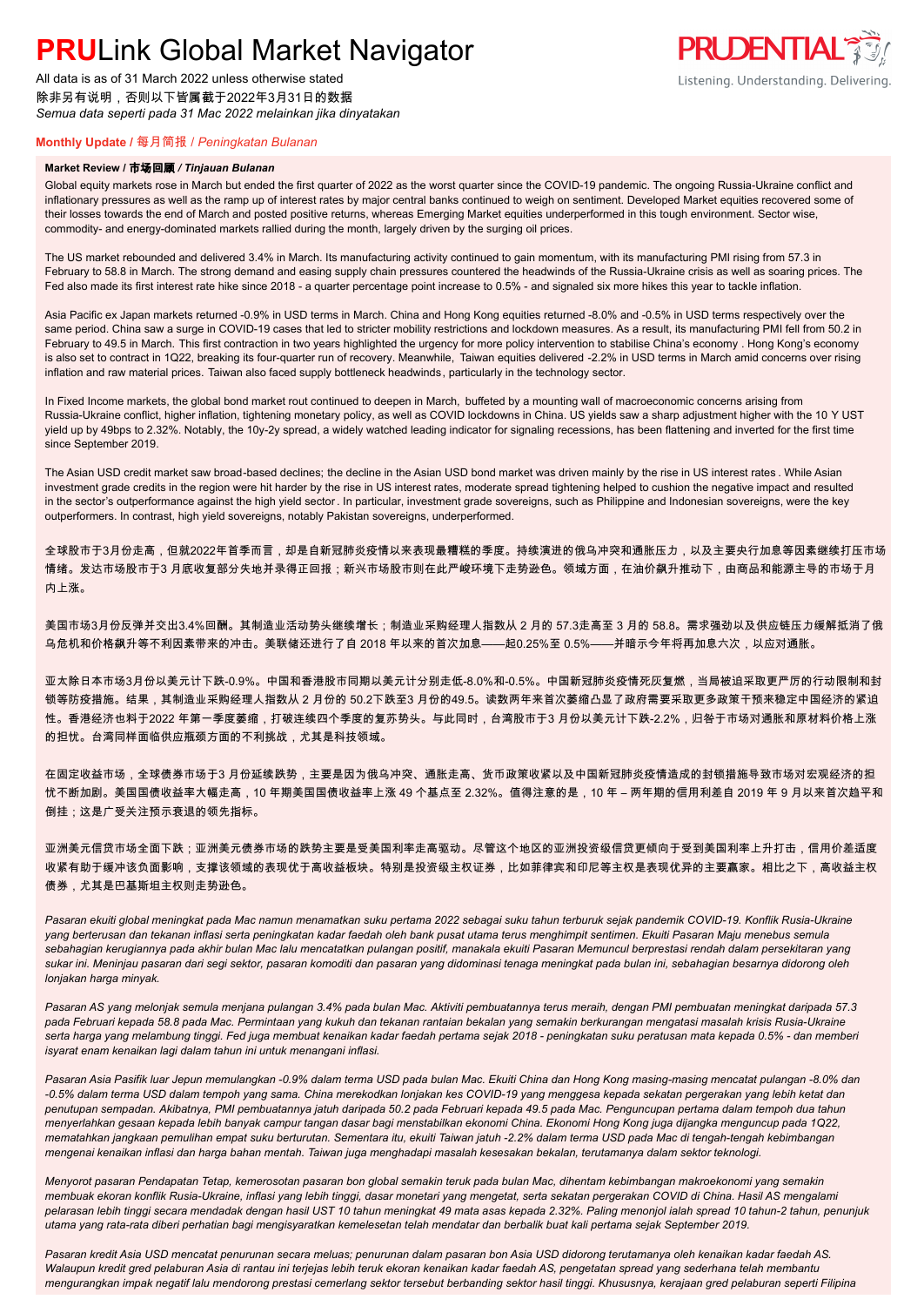# PRULink Global Market Navigator

All data is as of 31 March 2022 unless otherwise stated
除非另有说明，否则以下皆属截于2022年3月31日的数据
*Semua data seperti pada 31 Mac 2022 melainkan jika dinyatakan*

PRUDENTIAL
Listening. Understanding. Delivering.

## Monthly Update / 每月简报 / *Peningkatan Bulanan*

### Market Review / 市场回顾 / *Tinjauan Bulanan*

Global equity markets rose in March but ended the first quarter of 2022 as the worst quarter since the COVID-19 pandemic. The ongoing Russia-Ukraine conflict and inflationary pressures as well as the ramp up of interest rates by major central banks continued to weigh on sentiment. Developed Market equities recovered some of their losses towards the end of March and posted positive returns, whereas Emerging Market equities underperformed in this tough environment. Sector wise, commodity- and energy-dominated markets rallied during the month, largely driven by the surging oil prices.

The US market rebounded and delivered 3.4% in March. Its manufacturing activity continued to gain momentum, with its manufacturing PMI rising from 57.3 in February to 58.8 in March. The strong demand and easing supply chain pressures countered the headwinds of the Russia-Ukraine crisis as well as soaring prices. The Fed also made its first interest rate hike since 2018 - a quarter percentage point increase to 0.5% - and signaled six more hikes this year to tackle inflation.

Asia Pacific ex Japan markets returned -0.9% in USD terms in March. China and Hong Kong equities returned -8.0% and -0.5% in USD terms respectively over the same period. China saw a surge in COVID-19 cases that led to stricter mobility restrictions and lockdown measures. As a result, its manufacturing PMI fell from 50.2 in February to 49.5 in March. This first contraction in two years highlighted the urgency for more policy intervention to stabilise China's economy . Hong Kong's economy is also set to contract in 1Q22, breaking its four-quarter run of recovery. Meanwhile, Taiwan equities delivered -2.2% in USD terms in March amid concerns over rising inflation and raw material prices. Taiwan also faced supply bottleneck headwinds, particularly in the technology sector.

In Fixed Income markets, the global bond market rout continued to deepen in March, buffeted by a mounting wall of macroeconomic concerns arising from Russia-Ukraine conflict, higher inflation, tightening monetary policy, as well as COVID lockdowns in China. US yields saw a sharp adjustment higher with the 10 Y UST yield up by 49bps to 2.32%. Notably, the 10y-2y spread, a widely watched leading indicator for signaling recessions, has been flattening and inverted for the first time since September 2019.

The Asian USD credit market saw broad-based declines; the decline in the Asian USD bond market was driven mainly by the rise in US interest rates . While Asian investment grade credits in the region were hit harder by the rise in US interest rates, moderate spread tightening helped to cushion the negative impact and resulted in the sector's outperformance against the high yield sector . In particular, investment grade sovereigns, such as Philippine and Indonesian sovereigns, were the key outperformers. In contrast, high yield sovereigns, notably Pakistan sovereigns, underperformed.

全球股市于3月份走高，但就2022年首季而言，却是自新冠肺炎疫情以来表现最糟糕的季度。持续演进的俄乌冲突和通胀压力，以及主要央行加息等因素继续打压市场情绪。发达市场股市于3 月底收复部分失地并录得正回报；新兴市场股市则在此严峻环境下走势逊色。领域方面，在油价飙升推动下，由商品和能源主导的市场于月内上涨。

美国市场3月份反弹并交出3.4%回酬。其制造业活动势头继续增长；制造业采购经理人指数从 2 月的 57.3走高至 3 月的 58.8。需求强劲以及供应链压力缓解抵消了俄乌危机和价格飙升等不利因素带来的冲击。美联储还进行了自 2018 年以来的首次加息——起0.25%至 0.5%——并暗示今年将再加息六次，以应对通胀。

亚太除日本市场3月份以美元计下跌-0.9%。中国和香港股市同期以美元计分别走低-8.0%和-0.5%。中国新冠肺炎疫情死灰复燃，当局被迫采取更严厉的行动限制和封锁等防疫措施。结果，其制造业采购经理人指数从 2 月份的 50.2下跌至3 月份的49.5。该数两年来首次萎缩凸显了政府需要采取更多政策干预来稳定中国经济的紧迫性。香港经济也料于2022 年第一季度萎缩，打破连续四个季度的复苏势头。与此同时，台湾股市于3 月份以美元计下跌-2.2%，归咎于市场对通胀和原材料价格上涨的担忧。台湾同样面临供应瓶颈方面的不利挑战，尤其是科技领域。

在固定收益市场，全球债券市场于3 月份延续跌势，主要是因为俄乌冲突、通胀走高、货币政策收紧以及中国新冠肺炎疫情造成的封锁措施导致市场对宏观经济的担忧不断加剧。美国国债收益率大幅走高，10 年期美国国债收益率上涨 49 个基点至 2.32%。值得注意的是，10 年 – 两年期的信用利差自 2019 年 9 月以来首次趋平和倒挂；这是广受关注预示衰退的领先指标。

亚洲美元信贷市场全面下跌；亚洲美元债券市场的跌势主要是受美国利率走高驱动。尽管这个地区的亚洲投资级信贷更倾向于受到美国利率上升打击，信用价差适度收紧有助于缓冲该负面影响，支撑该领域的表现优于高收益板块。特别是投资级主权证券，比如菲律宾和印尼等主权是表现优异的主要赢家。相比之下，高收益主权债券，尤其是巴基斯坦主权则走势逊色。

*Pasaran ekuiti global meningkat pada Mac namun menamatkan suku pertama 2022 sebagai suku tahun terburuk sejak pandemik COVID-19. Konflik Rusia-Ukraine yang berterusan dan tekanan inflasi serta peningkatan kadar faedah oleh bank pusat utama terus menghimpit sentimen. Ekuiti Pasaran Maju menebus semula sebahagian kerugiannya pada akhir bulan Mac lalu mencatatkan pulangan positif, manakala ekuiti Pasaran Memuncul berprestasi rendah dalam persekitaran yang sukar ini. Meninjau pasaran dari segi sektor, pasaran komoditi dan pasaran yang didominasi tenaga meningkat pada bulan ini, sebahagian besarnya didorong oleh lonjakan harga minyak.*

*Pasaran AS yang melonjak semula menjana pulangan 3.4% pada bulan Mac. Aktiviti pembuatannya terus meraih, dengan PMI pembuatan meningkat daripada 57.3 pada Februari kepada 58.8 pada Mac. Permintaan yang kukuh dan tekanan rantaian bekalan yang semakin berkurangan mengatasi masalah krisis Rusia-Ukraine serta harga yang melambung tinggi. Fed juga membuat kenaikan kadar faedah pertama sejak 2018 - peningkatan suku peratusan mata kepada 0.5% - dan memberi isyarat enam kenaikan lagi dalam tahun ini untuk menangani inflasi.*

*Pasaran Asia Pasifik luar Jepun memulangkan -0.9% dalam terma USD pada bulan Mac. Ekuiti China dan Hong Kong masing-masing mencatat pulangan -8.0% dan -0.5% dalam terma USD dalam tempoh yang sama. China merekodkan lonjakan kes COVID-19 yang menggesa kepada sekatan pergerakan yang lebih ketat dan penutupan sempadan. Akibatnya, PMI pembuatannya jatuh daripada 50.2 pada Februari kepada 49.5 pada Mac. Penguncupan pertama dalam tempoh dua tahun menyerlahkan gesaan kepada lebih banyak campur tangan dasar bagi menstabilkan ekonomi China. Ekonomi Hong Kong juga dijangka menguncup pada 1Q22, mematahkan jangkaan pemulihan empat suku berturutan. Sementara itu, ekuiti Taiwan jatuh -2.2% dalam terma USD pada Mac di tengah-tengah kebimbangan mengenai kenaikan inflasi dan harga bahan mentah. Taiwan juga menghadapi masalah kesesakan bekalan, terutamanya dalam sektor teknologi.*

*Menyorot pasaran Pendapatan Tetap, kemerosotan pasaran bon global semakin teruk pada bulan Mac, dihentam kebimbangan makroekonomi yang semakin membuak ekoran konflik Rusia-Ukraine, inflasi yang lebih tinggi, dasar monetari yang mengetat, serta sekatan pergerakan COVID di China. Hasil AS mengalami pelarasan lebih tinggi secara mendadak dengan hasil UST 10 tahun meningkat 49 mata asas kepada 2.32%. Paling menonjol ialah spread 10 tahun-2 tahun, penunjuk utama yang rata-rata diberi perhatian bagi mengisyaratkan kemelesetan telah mendatar dan berbalik buat kali pertama sejak September 2019.*

*Pasaran kredit Asia USD mencatat penurunan secara meluas; penurunan dalam pasaran bon Asia USD didorong terutamanya oleh kenaikan kadar faedah AS. Walaupun kredit gred pelaburan Asia di rantau ini terjejas lebih teruk ekoran kenaikan kadar faedah AS, pengetatan spread yang sederhana telah membantu mengurangkan impak negatif lalu mendorong prestasi cemerlang sektor tersebut berbanding sektor hasil tinggi. Khususnya, kerajaan gred pelaburan seperti Filipina*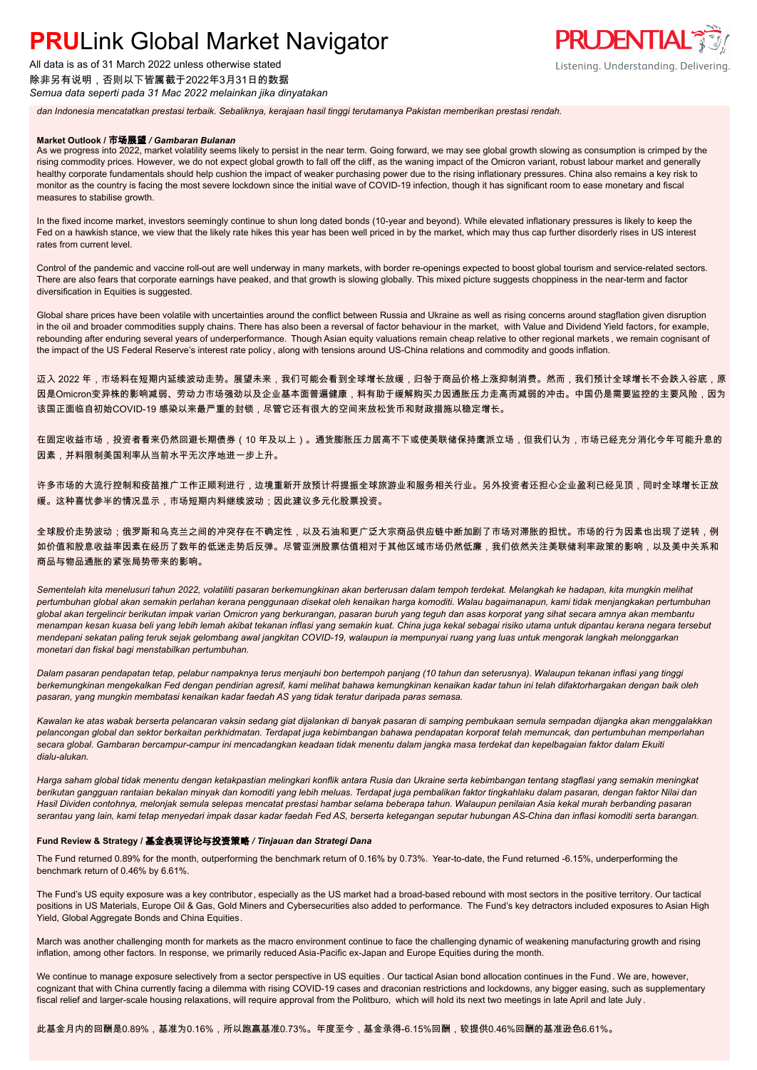*dan Indonesia mencatatkan prestasi terbaik. Sebaliknya, kerajaan hasil tinggi terutamanya Pakistan memberikan prestasi rendah.*

**Market Outlook / 市场展望 / *Gambaran Bulanan***

As we progress into 2022, market volatility seems likely to persist in the near term. Going forward, we may see global growth slowing as consumption is crimped by the rising commodity prices. However, we do not expect global growth to fall off the cliff, as the waning impact of the Omicron variant, robust labour market and generally healthy corporate fundamentals should help cushion the impact of weaker purchasing power due to the rising inflationary pressures. China also remains a key risk to monitor as the country is facing the most severe lockdown since the initial wave of COVID-19 infection, though it has significant room to ease monetary and fiscal measures to stabilise growth.

In the fixed income market, investors seemingly continue to shun long dated bonds (10-year and beyond). While elevated inflationary pressures is likely to keep the Fed on a hawkish stance, we view that the likely rate hikes this year has been well priced in by the market, which may thus cap further disorderly rises in US interest rates from current level.

Control of the pandemic and vaccine roll-out are well underway in many markets, with border re-openings expected to boost global tourism and service-related sectors. There are also fears that corporate earnings have peaked, and that growth is slowing globally. This mixed picture suggests choppiness in the near-term and factor diversification in Equities is suggested.

Global share prices have been volatile with uncertainties around the conflict between Russia and Ukraine as well as rising concerns around stagflation given disruption in the oil and broader commodities supply chains. There has also been a reversal of factor behaviour in the market, with Value and Dividend Yield factors, for example, rebounding after enduring several years of underperformance. Though Asian equity valuations remain cheap relative to other regional markets, we remain cognisant of the impact of the US Federal Reserve's interest rate policy, along with tensions around US-China relations and commodity and goods inflation.

迈入 2022 年，市场料在短期内延续波动走势。展望未来，我们可能会看到全球增长放缓，归咎于商品价格上涨抑制消费。然而，我们预计全球增长不会跌入谷底，原因是Omicron变异株的影响减弱、劳动力市场强劲以及企业基本面普遍健康，料有助于缓解购买力因通胀压力走高而减弱的冲击。中国仍是需要监控的主要风险，因为该国正面临自初始COVID-19 感染以来最严重的封锁，尽管它还有很大的空间来放松货币和财政措施以稳定增长。

在固定收益市场，投资者看来仍然回避长期债券（10 年及以上）。通货膨胀压力居高不下或使美联储保持鹰派立场，但我们认为，市场已经充分消化今年可能升息的因素，并料限制美国利率从当前水平无次序地进一步上升。

许多市场的大流行控制和疫苗推广工作正顺利进行，边境重新开放预计将提振全球旅游业和服务相关行业。另外投资者还担心企业盈利已经见顶，同时全球增长正放缓。这种喜忧参半的情况显示，市场短期内料继续波动；因此建议多元化股票投资。

全球股价走势波动；俄罗斯和乌克兰之间的冲突存在不确定性，以及石油和更广泛大宗商品供应链中断加剧了市场对滞胀的担忧。市场的行为因素也出现了逆转，例如价值和股息收益率因素在经历了数年的低迷走势后反弹。尽管亚洲股票估值相对于其他区域市场仍然低廉，我们依然关注美联储利率政策的影响，以及美中关系和商品与物品通胀的紧张局势带来的影响。

*Sementelah kita menelusuri tahun 2022, volatiliti pasaran berkemungkinan akan berterusan dalam tempoh terdekat. Melangkah ke hadapan, kita mungkin melihat pertumbuhan global akan semakin perlahan kerana penggunaan disekat oleh kenaikan harga komoditi. Walau bagaimanapun, kami tidak menjangkakan pertumbuhan global akan tergelincir berikutan impak varian Omicron yang berkurangan, pasaran buruh yang teguh dan asas korporat yang sihat secara amnya akan membantu menampan kesan kuasa beli yang lebih lemah akibat tekanan inflasi yang semakin kuat. China juga kekal sebagai risiko utama untuk dipantau kerana negara tersebut mendepani sekatan paling teruk sejak gelombang awal jangkitan COVID-19, walaupun ia mempunyai ruang yang luas untuk mengorak langkah melonggarkan monetari dan fiskal bagi menstabilkan pertumbuhan.*

*Dalam pasaran pendapatan tetap, pelabur nampaknya terus menjauhi bon bertempoh panjang (10 tahun dan seterusnya). Walaupun tekanan inflasi yang tinggi berkemungkinan mengekalkan Fed dengan pendirian agresif, kami melihat bahawa kemungkinan kenaikan kadar tahun ini telah difaktorhargakan dengan baik oleh pasaran, yang mungkin membatasi kenaikan kadar faedah AS yang tidak teratur daripada paras semasa.*

*Kawalan ke atas wabak berserta pelancaran vaksin sedang giat dijalankan di banyak pasaran di samping pembukaan semula sempadan dijangka akan menggalakkan pelancongan global dan sektor berkaitan perkhidmatan. Terdapat juga kebimbangan bahawa pendapatan korporat telah memuncak, dan pertumbuhan memperlahan secara global. Gambaran bercampur-campur ini mencadangkan keadaan tidak menentu dalam jangka masa terdekat dan kepelbagaian faktor dalam Ekuiti dialu-alukan.*

*Harga saham global tidak menentu dengan ketakpastian melingkari konflik antara Rusia dan Ukraine serta kebimbangan tentang stagflasi yang semakin meningkat berikutan gangguan rantaian bekalan minyak dan komoditi yang lebih meluas. Terdapat juga pembalikan faktor tingkahlaku dalam pasaran, dengan faktor Nilai dan Hasil Dividen contohnya, melonjak semula selepas mencatat prestasi hambar selama beberapa tahun. Walaupun penilaian Asia kekal murah berbanding pasaran serantau yang lain, kami tetap menyedari impak dasar kadar faedah Fed AS, berserta ketegangan seputar hubungan AS-China dan inflasi komoditi serta barangan.*

**Fund Review & Strategy / 基金表现评论与投资策略 / *Tinjauan dan Strategi Dana***

The Fund returned 0.89% for the month, outperforming the benchmark return of 0.16% by 0.73%. Year-to-date, the Fund returned -6.15%, underperforming the benchmark return of 0.46% by 6.61%.

The Fund's US equity exposure was a key contributor, especially as the US market had a broad-based rebound with most sectors in the positive territory. Our tactical positions in US Materials, Europe Oil & Gas, Gold Miners and Cybersecurities also added to performance. The Fund's key detractors included exposures to Asian High Yield, Global Aggregate Bonds and China Equities.

March was another challenging month for markets as the macro environment continue to face the challenging dynamic of weakening manufacturing growth and rising inflation, among other factors. In response, we primarily reduced Asia-Pacific ex-Japan and Europe Equities during the month.

We continue to manage exposure selectively from a sector perspective in US equities. Our tactical Asian bond allocation continues in the Fund. We are, however, cognizant that with China currently facing a dilemma with rising COVID-19 cases and draconian restrictions and lockdowns, any bigger easing, such as supplementary fiscal relief and larger-scale housing relaxations, will require approval from the Politburo, which will hold its next two meetings in late April and late July.

此基金月内的回酬是0.89%，基准为0.16%，所以跑赢基准0.73%。年度至今，基金录得-6.15%回酬，较提供0.46%回酬的基准逊色6.61%。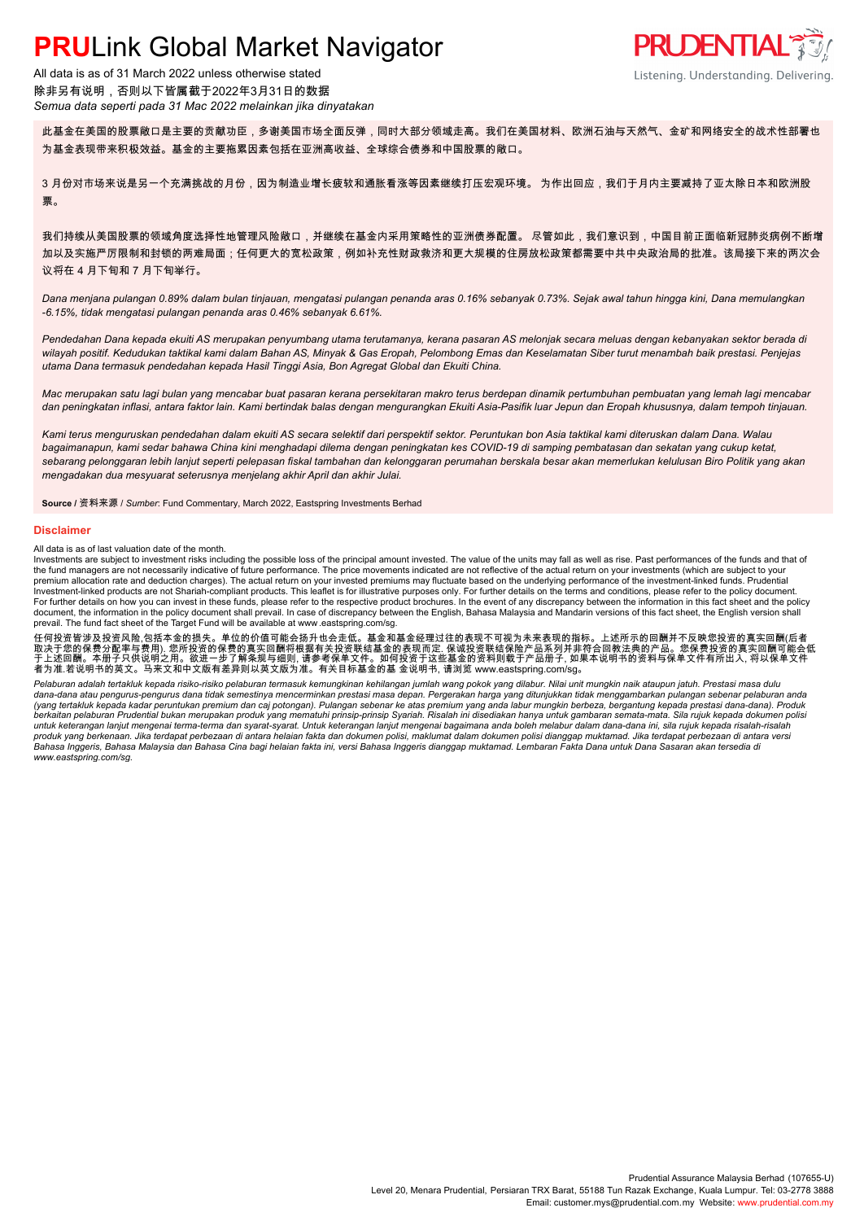# PRULink Global Market Navigator

All data is as of 31 March 2022 unless otherwise stated
除非另有说明，否则以下皆属截于2022年3月31日的数据
*Semua data seperti pada 31 Mac 2022 melainkan jika dinyatakan*

此基金在美国的股票敞口是主要的贡献功臣，多谢美国市场全面反弹，同时大部分领域走高。我们在美国材料、欧洲石油与天然气、金矿和网络安全的战术性部署也为基金表现带来积极效益。基金的主要拖累因素包括在亚洲高收益、全球综合债券和中国股票的敞口。

3 月份对市场来说是另一个充满挑战的月份，因为制造业增长疲软和通胀看涨等因素继续打压宏观环境。 为作出回应，我们于月内主要减持了亚太除日本和欧洲股票。

我们持续从美国股票的领域角度选择性地管理风险敞口，并继续在基金内采用策略性的亚洲债券配置。 尽管如此，我们意识到，中国目前正面临新冠肺炎病例不断增加以及实施严厉限制和封锁的两难局面；任何更大的宽松政策，例如补充性财政救济和更大规模的住房放松政策都需要中共中央政治局的批准。该局接下来的两次会议将在 4 月下旬和 7 月下旬举行。

*Dana menjana pulangan 0.89% dalam bulan tinjauan, mengatasi pulangan penanda aras 0.16% sebanyak 0.73%. Sejak awal tahun hingga kini, Dana memulangkan -6.15%, tidak mengatasi pulangan penanda aras 0.46% sebanyak 6.61%.*

*Pendedahan Dana kepada ekuiti AS merupakan penyumbang utama terutamanya, kerana pasaran AS melonjak secara meluas dengan kebanyakan sektor berada di wilayah positif. Kedudukan taktikal kami dalam Bahan AS, Minyak & Gas Eropah, Pelombong Emas dan Keselamatan Siber turut menambah baik prestasi. Penjejas utama Dana termasuk pendedahan kepada Hasil Tinggi Asia, Bon Agregat Global dan Ekuiti China.*

*Mac merupakan satu lagi bulan yang mencabar buat pasaran kerana persekitaran makro terus berdepan dinamik pertumbuhan pembuatan yang lemah lagi mencabar dan peningkatan inflasi, antara faktor lain. Kami bertindak balas dengan mengurangkan Ekuiti Asia-Pasifik luar Jepun dan Eropah khususnya, dalam tempoh tinjauan.*

*Kami terus menguruskan pendedahan dalam ekuiti AS secara selektif dari perspektif sektor. Peruntukan bon Asia taktikal kami diteruskan dalam Dana. Walau bagaimanapun, kami sedar bahawa China kini menghadapi dilema dengan peningkatan kes COVID-19 di samping pembatasan dan sekatan yang cukup ketat, sebarang pelonggaran lebih lanjut seperti pelepasan fiskal tambahan dan kelonggaran perumahan berskala besar akan memerlukan kelulusan Biro Politik yang akan mengadakan dua mesyuarat seterusnya menjelang akhir April dan akhir Julai.*

**Source** / 资料来源 / *Sumber*: Fund Commentary, March 2022, Eastspring Investments Berhad

## Disclaimer

All data is as of last valuation date of the month.
Investments are subject to investment risks including the possible loss of the principal amount invested. The value of the units may fall as well as rise. Past performances of the funds and that of the fund managers are not necessarily indicative of future performance. The price movements indicated are not reflective of the actual return on your investments (which are subject to your premium allocation rate and deduction charges). The actual return on your invested premiums may fluctuate based on the underlying performance of the investment-linked funds. Prudential Investment-linked products are not Shariah-compliant products. This leaflet is for illustrative purposes only. For further details on the terms and conditions, please refer to the policy document. For further details on how you can invest in these funds, please refer to the respective product brochures. In the event of any discrepancy between the information in this fact sheet and the policy document, the information in the policy document shall prevail. In case of discrepancy between the English, Bahasa Malaysia and Mandarin versions of this fact sheet, the English version shall prevail. The fund fact sheet of the Target Fund will be available at www.eastspring.com/sg.

任何投资皆涉及投资风险,包括本金的损失。单位的价值可能会扬升也会走低。基金和基金经理过往的表现不可视为未来表现的指标。上述所示的回酬并不反映您投资的真实回酬(后者取决于您的保费分配率与费用). 您所投资的保费的真实回酬将根据有关投资联结基金的表现而定. 保诚投资联结保险产品系列并非符合回教法典的产品。您保费投资的真实回酬可能会低于上述回酬。本册子只供说明之用。欲进一步了解条规与细则, 请参考保单文件。如何投资于这些基金的资料则载于产品册子, 如果本说明书的资料与保单文件有所出入, 将以保单文件者为准.若说明书的英文。马来文和中文版有差异则以英文版为准。有关目标基金的基 金说明书, 请浏览 www.eastspring.com/sg。

*Pelaburan adalah tertakluk kepada risiko-risiko pelaburan termasuk kemungkinan kehilangan jumlah wang pokok yang dilabur. Nilai unit mungkin naik ataupun jatuh. Prestasi masa dulu dana-dana atau pengurus-pengurus dana tidak semestinya mencerminkan prestasi masa depan. Pergerakan harga yang ditunjukkan tidak menggambarkan pulangan sebenar pelaburan anda (yang tertakluk kepada kadar peruntukan premium dan caj potongan). Pulangan sebenar ke atas premium yang anda labur mungkin berbeza, bergantung kepada prestasi dana-dana). Produk berkaitan pelaburan Prudential bukan merupakan produk yang mematuhi prinsip-prinsip Syariah. Risalah ini disediakan hanya untuk gambaran semata-mata. Sila rujuk kepada dokumen polisi untuk keterangan lanjut mengenai terma-terma dan syarat-syarat. Untuk keterangan lanjut mengenai bagaimana anda boleh melabur dalam dana-dana ini, sila rujuk kepada risalah-risalah produk yang berkenaan. Jika terdapat perbezaan di antara helaian fakta dan dokumen polisi, maklumat dalam dokumen polisi dianggap muktamad. Jika terdapat perbezaan di antara versi Bahasa Inggeris, Bahasa Malaysia dan Bahasa Cina bagi helaian fakta ini, versi Bahasa Inggeris dianggap muktamad. Lembaran Fakta Dana untuk Dana Sasaran akan tersedia di www.eastspring.com/sg.*

Prudential Assurance Malaysia Berhad (107655-U)
Level 20, Menara Prudential, Persiaran TRX Barat, 55188 Tun Razak Exchange, Kuala Lumpur. Tel: 03-2778 3888
Email: customer.mys@prudential.com.my Website: www.prudential.com.my